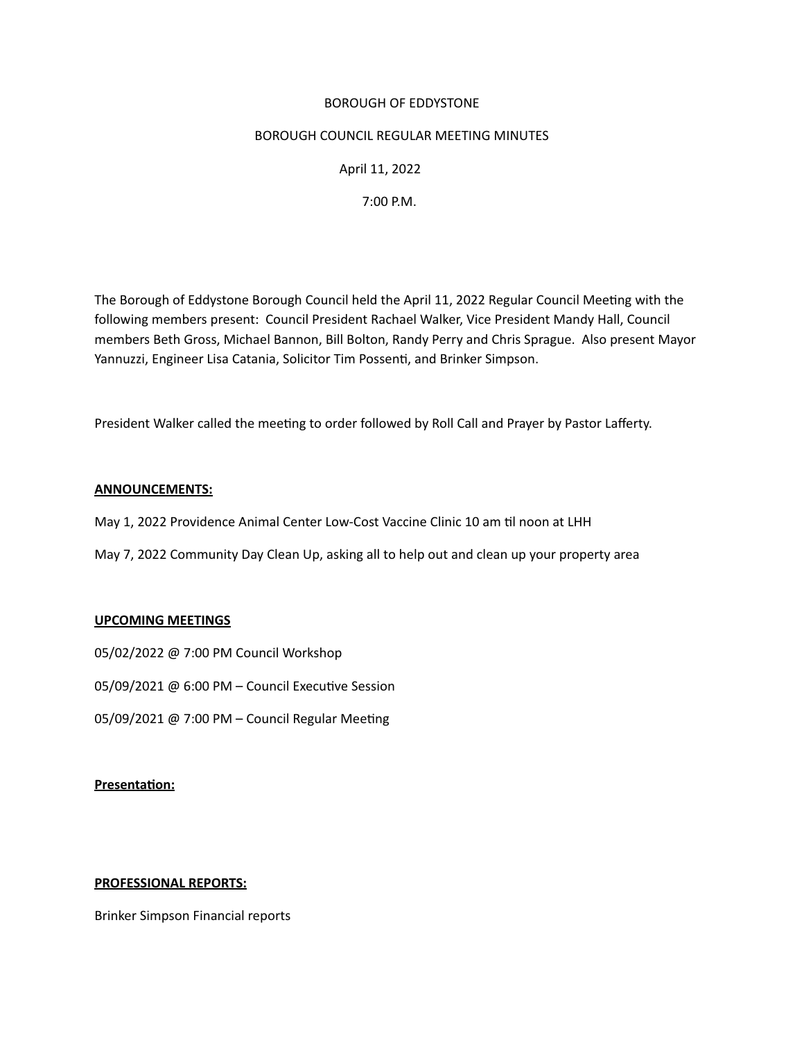BOROUGH OF EDDYSTONE

BOROUGH COUNCIL REGULAR MEETING MINUTES

April 11, 2022

7:00 P.M.

The Borough of Eddystone Borough Council held the April 11, 2022 Regular Council Meeting with the following members present: Council President Rachael Walker, Vice President Mandy Hall, Council members Beth Gross, Michael Bannon, Bill Bolton, Randy Perry and Chris Sprague. Also present Mayor Yannuzzi, Engineer Lisa Catania, Solicitor Tim Possenti, and Brinker Simpson.

President Walker called the meeting to order followed by Roll Call and Prayer by Pastor Lafferty.

**ANNOUNCEMENTS:**

May 1, 2022 Providence Animal Center Low-Cost Vaccine Clinic 10 am til noon at LHH

May 7, 2022 Community Day Clean Up, asking all to help out and clean up your property area

**UPCOMING MEETINGS**

05/02/2022 @ 7:00 PM Council Workshop

05/09/2021 @ 6:00 PM – Council Executive Session

05/09/2021 @ 7:00 PM – Council Regular Meeting

**Presentation:**

**PROFESSIONAL REPORTS:**

Brinker Simpson Financial reports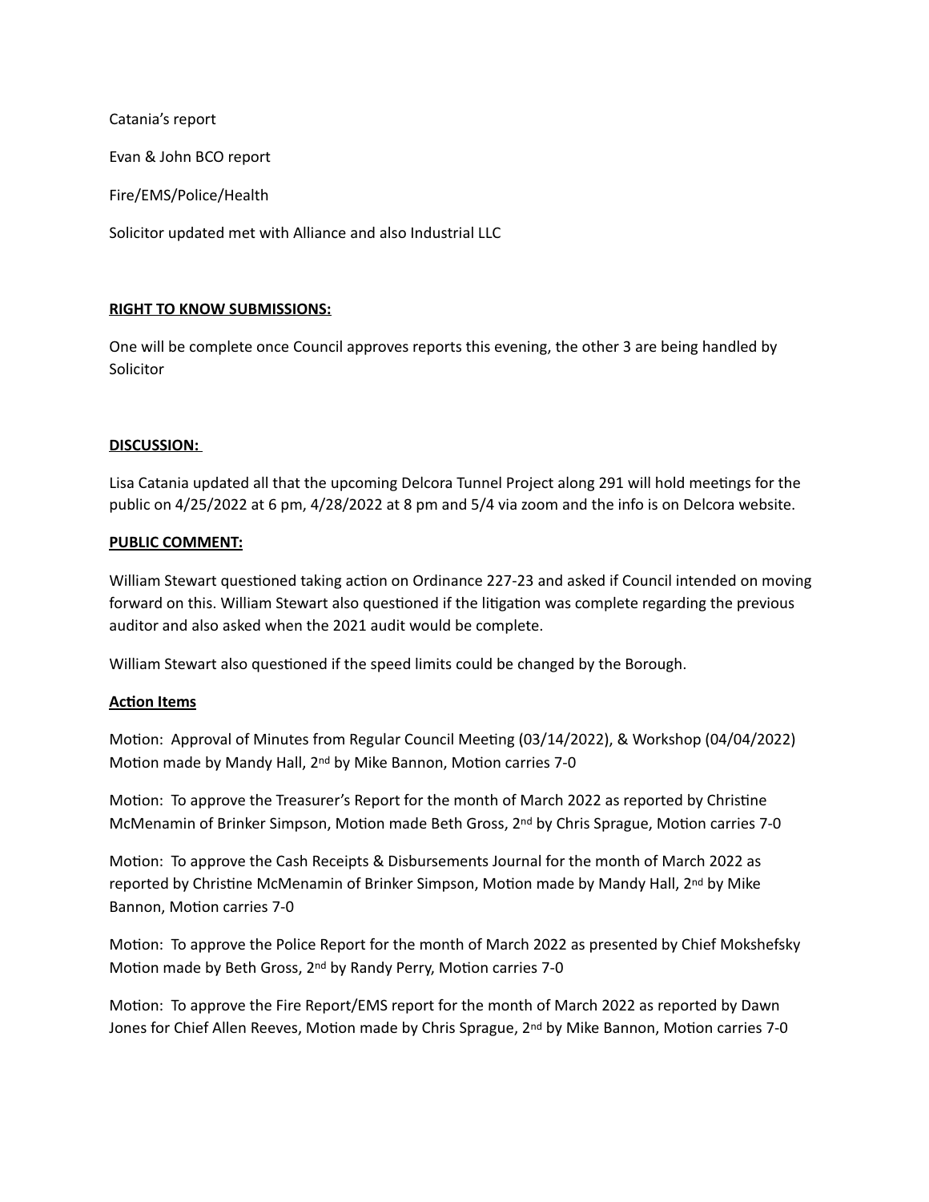Catania's report

Evan & John BCO report

Fire/EMS/Police/Health

Solicitor updated met with Alliance and also Industrial LLC

**RIGHT TO KNOW SUBMISSIONS:**

One will be complete once Council approves reports this evening, the other 3 are being handled by Solicitor

**DISCUSSION:**

Lisa Catania updated all that the upcoming Delcora Tunnel Project along 291 will hold meetings for the public on 4/25/2022 at 6 pm, 4/28/2022 at 8 pm and 5/4 via zoom and the info is on Delcora website.

**PUBLIC COMMENT:**

William Stewart questioned taking action on Ordinance 227-23 and asked if Council intended on moving forward on this. William Stewart also questioned if the litigation was complete regarding the previous auditor and also asked when the 2021 audit would be complete.

William Stewart also questioned if the speed limits could be changed by the Borough.

**Action Items**

Motion: Approval of Minutes from Regular Council Meeting (03/14/2022), & Workshop (04/04/2022) Motion made by Mandy Hall, 2nd by Mike Bannon, Motion carries 7-0

Motion: To approve the Treasurer's Report for the month of March 2022 as reported by Christine McMenamin of Brinker Simpson, Motion made Beth Gross, 2nd by Chris Sprague, Motion carries 7-0

Motion: To approve the Cash Receipts & Disbursements Journal for the month of March 2022 as reported by Christine McMenamin of Brinker Simpson, Motion made by Mandy Hall, 2nd by Mike Bannon, Motion carries 7-0

Motion: To approve the Police Report for the month of March 2022 as presented by Chief Mokshefsky Motion made by Beth Gross, 2nd by Randy Perry, Motion carries 7-0

Motion: To approve the Fire Report/EMS report for the month of March 2022 as reported by Dawn Jones for Chief Allen Reeves, Motion made by Chris Sprague, 2nd by Mike Bannon, Motion carries 7-0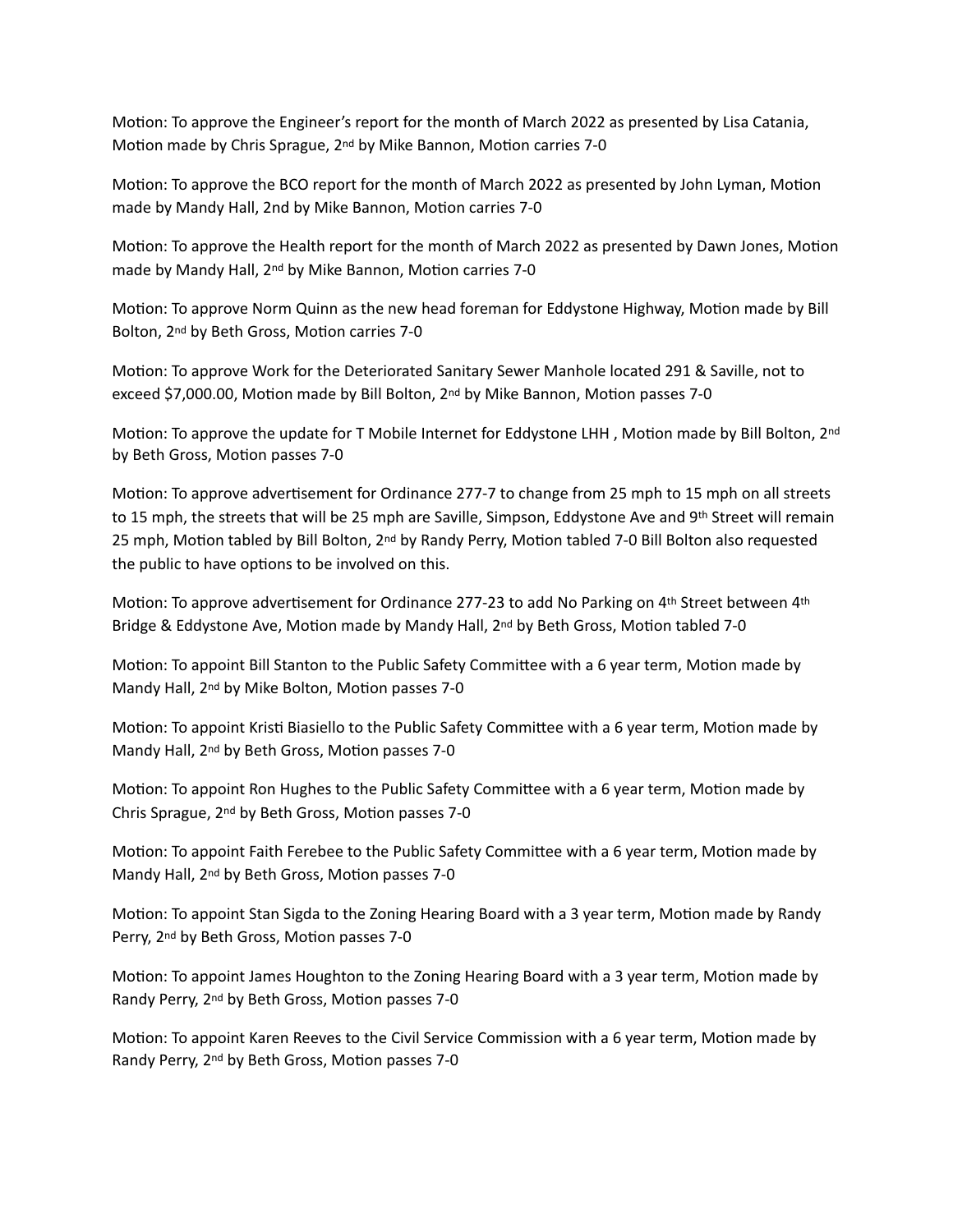Motion: To approve the Engineer's report for the month of March 2022 as presented by Lisa Catania, Motion made by Chris Sprague, 2nd by Mike Bannon, Motion carries 7-0

Motion: To approve the BCO report for the month of March 2022 as presented by John Lyman, Motion made by Mandy Hall, 2nd by Mike Bannon, Motion carries 7-0

Motion: To approve the Health report for the month of March 2022 as presented by Dawn Jones, Motion made by Mandy Hall, 2nd by Mike Bannon, Motion carries 7-0

Motion: To approve Norm Quinn as the new head foreman for Eddystone Highway, Motion made by Bill Bolton, 2nd by Beth Gross, Motion carries 7-0

Motion: To approve Work for the Deteriorated Sanitary Sewer Manhole located 291 & Saville, not to exceed $7,000.00, Motion made by Bill Bolton, 2nd by Mike Bannon, Motion passes 7-0

Motion: To approve the update for T Mobile Internet for Eddystone LHH , Motion made by Bill Bolton, 2nd by Beth Gross, Motion passes 7-0

Motion: To approve advertisement for Ordinance 277-7 to change from 25 mph to 15 mph on all streets to 15 mph, the streets that will be 25 mph are Saville, Simpson, Eddystone Ave and 9th Street will remain 25 mph, Motion tabled by Bill Bolton, 2nd by Randy Perry, Motion tabled 7-0 Bill Bolton also requested the public to have options to be involved on this.

Motion: To approve advertisement for Ordinance 277-23 to add No Parking on 4th Street between 4th Bridge & Eddystone Ave, Motion made by Mandy Hall, 2nd by Beth Gross, Motion tabled 7-0

Motion: To appoint Bill Stanton to the Public Safety Committee with a 6 year term, Motion made by Mandy Hall, 2nd by Mike Bolton, Motion passes 7-0

Motion: To appoint Kristi Biasiello to the Public Safety Committee with a 6 year term, Motion made by Mandy Hall, 2nd by Beth Gross, Motion passes 7-0

Motion: To appoint Ron Hughes to the Public Safety Committee with a 6 year term, Motion made by Chris Sprague, 2nd by Beth Gross, Motion passes 7-0

Motion: To appoint Faith Ferebee to the Public Safety Committee with a 6 year term, Motion made by Mandy Hall, 2nd by Beth Gross, Motion passes 7-0

Motion: To appoint Stan Sigda to the Zoning Hearing Board with a 3 year term, Motion made by Randy Perry, 2nd by Beth Gross, Motion passes 7-0

Motion: To appoint James Houghton to the Zoning Hearing Board with a 3 year term, Motion made by Randy Perry, 2nd by Beth Gross, Motion passes 7-0

Motion: To appoint Karen Reeves to the Civil Service Commission with a 6 year term, Motion made by Randy Perry, 2nd by Beth Gross, Motion passes 7-0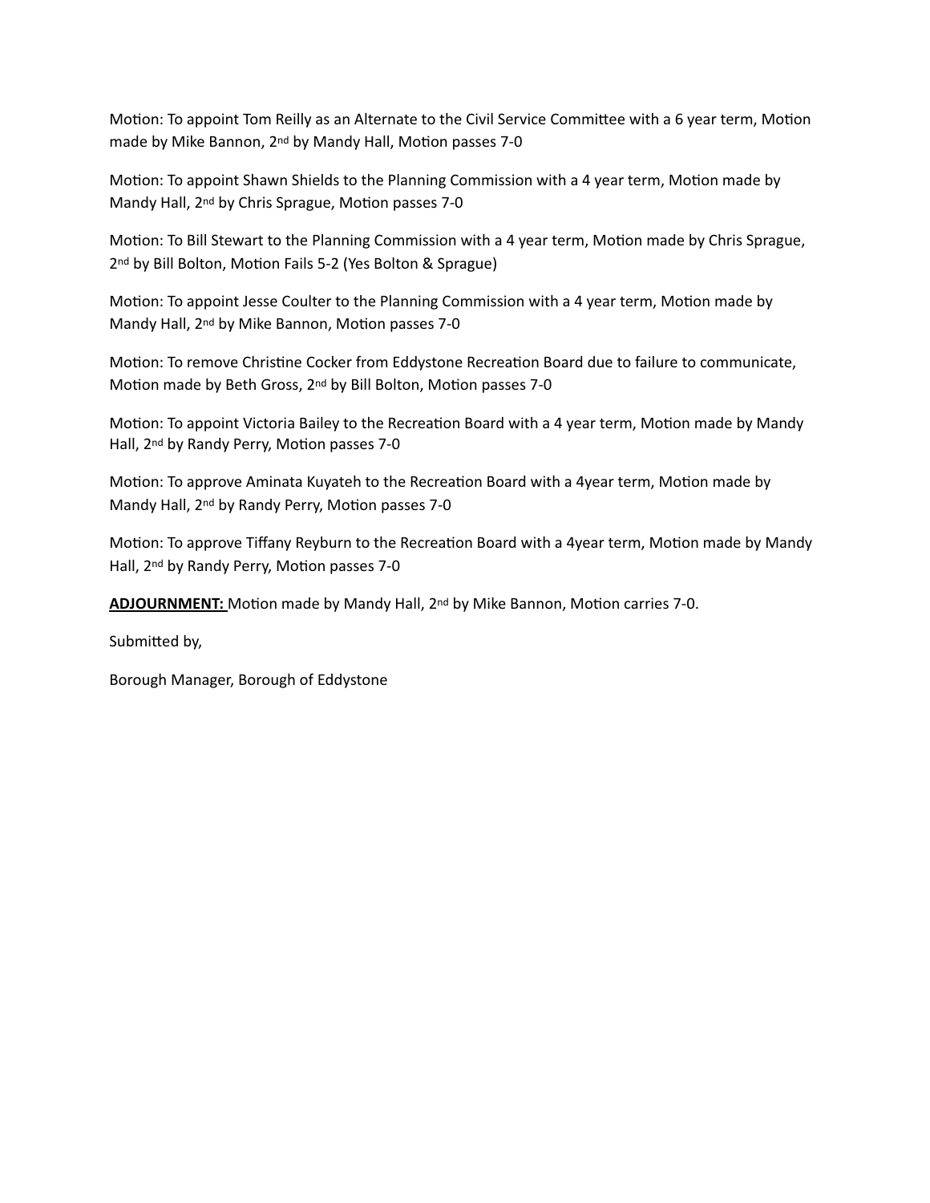Motion: To appoint Tom Reilly as an Alternate to the Civil Service Committee with a 6 year term, Motion made by Mike Bannon, 2nd by Mandy Hall, Motion passes 7-0

Motion: To appoint Shawn Shields to the Planning Commission with a 4 year term, Motion made by Mandy Hall, 2nd by Chris Sprague, Motion passes 7-0

Motion: To Bill Stewart to the Planning Commission with a 4 year term, Motion made by Chris Sprague, 2nd by Bill Bolton, Motion Fails 5-2 (Yes Bolton & Sprague)

Motion: To appoint Jesse Coulter to the Planning Commission with a 4 year term, Motion made by Mandy Hall, 2nd by Mike Bannon, Motion passes 7-0

Motion: To remove Christine Cocker from Eddystone Recreation Board due to failure to communicate, Motion made by Beth Gross, 2nd by Bill Bolton, Motion passes 7-0

Motion: To appoint Victoria Bailey to the Recreation Board with a 4 year term, Motion made by Mandy Hall, 2nd by Randy Perry, Motion passes 7-0

Motion: To approve Aminata Kuyateh to the Recreation Board with a 4year term, Motion made by Mandy Hall, 2nd by Randy Perry, Motion passes 7-0

Motion: To approve Tiffany Reyburn to the Recreation Board with a 4year term, Motion made by Mandy Hall, 2nd by Randy Perry, Motion passes 7-0

**ADJOURNMENT:** Motion made by Mandy Hall, 2nd by Mike Bannon, Motion carries 7-0.

Submitted by,

Borough Manager, Borough of Eddystone